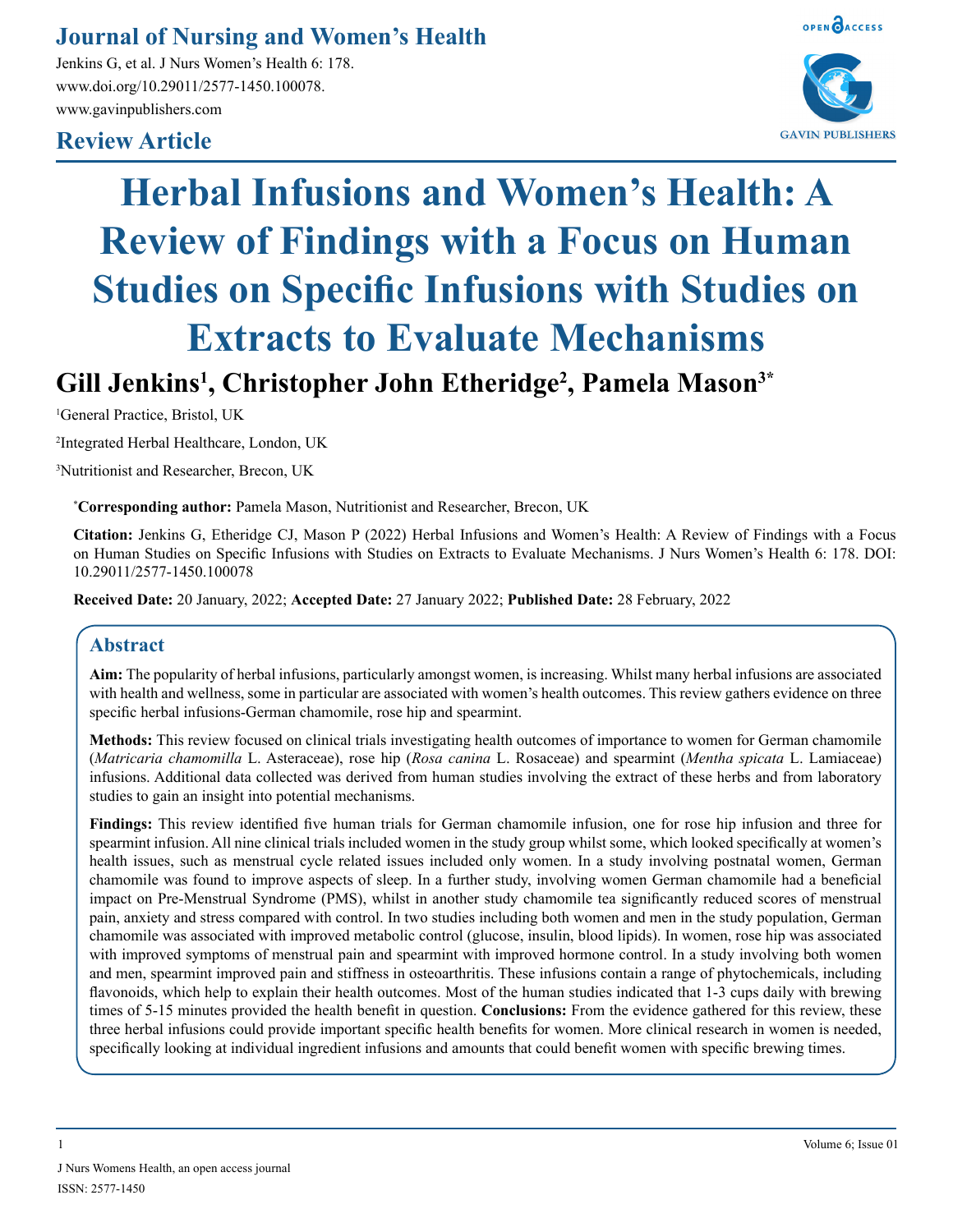Journal of Nursing and Women's Health

Jenkins G, et al. J Nurs Women's Health 6: 178.
www.doi.org/10.29011/2577-1450.100078.
www.gavinpublishers.com

**Review Article**

# Herbal Infusions and Women's Health: A Review of Findings with a Focus on Human Studies on Specific Infusions with Studies on Extracts to Evaluate Mechanisms

**Gill Jenkins[1], Christopher John Etheridge[2], Pamela Mason[3*]**

[1]General Practice, Bristol, UK

[2]Integrated Herbal Healthcare, London, UK

[3]Nutritionist and Researcher, Brecon, UK

**[*]Corresponding author:** Pamela Mason, Nutritionist and Researcher, Brecon, UK

**Citation:** Jenkins G, Etheridge CJ, Mason P (2022) Herbal Infusions and Women's Health: A Review of Findings with a Focus on Human Studies on Specific Infusions with Studies on Extracts to Evaluate Mechanisms. J Nurs Women's Health 6: 178. DOI: 10.29011/2577-1450.100078

**Received Date:** 20 January, 2022; **Accepted Date:** 27 January 2022; **Published Date:** 28 February, 2022

## Abstract

**Aim:** The popularity of herbal infusions, particularly amongst women, is increasing. Whilst many herbal infusions are associated with health and wellness, some in particular are associated with women's health outcomes. This review gathers evidence on three specific herbal infusions-German chamomile, rose hip and spearmint.

**Methods:** This review focused on clinical trials investigating health outcomes of importance to women for German chamomile (*Matricaria chamomilla* L. Asteraceae), rose hip (*Rosa canina* L. Rosaceae) and spearmint (*Mentha spicata* L. Lamiaceae) infusions. Additional data collected was derived from human studies involving the extract of these herbs and from laboratory studies to gain an insight into potential mechanisms.

**Findings:** This review identified five human trials for German chamomile infusion, one for rose hip infusion and three for spearmint infusion. All nine clinical trials included women in the study group whilst some, which looked specifically at women's health issues, such as menstrual cycle related issues included only women. In a study involving postnatal women, German chamomile was found to improve aspects of sleep. In a further study, involving women German chamomile had a beneficial impact on Pre-Menstrual Syndrome (PMS), whilst in another study chamomile tea significantly reduced scores of menstrual pain, anxiety and stress compared with control. In two studies including both women and men in the study population, German chamomile was associated with improved metabolic control (glucose, insulin, blood lipids). In women, rose hip was associated with improved symptoms of menstrual pain and spearmint with improved hormone control. In a study involving both women and men, spearmint improved pain and stiffness in osteoarthritis. These infusions contain a range of phytochemicals, including flavonoids, which help to explain their health outcomes. Most of the human studies indicated that 1-3 cups daily with brewing times of 5-15 minutes provided the health benefit in question. **Conclusions:** From the evidence gathered for this review, these three herbal infusions could provide important specific health benefits for women. More clinical research in women is needed, specifically looking at individual ingredient infusions and amounts that could benefit women with specific brewing times.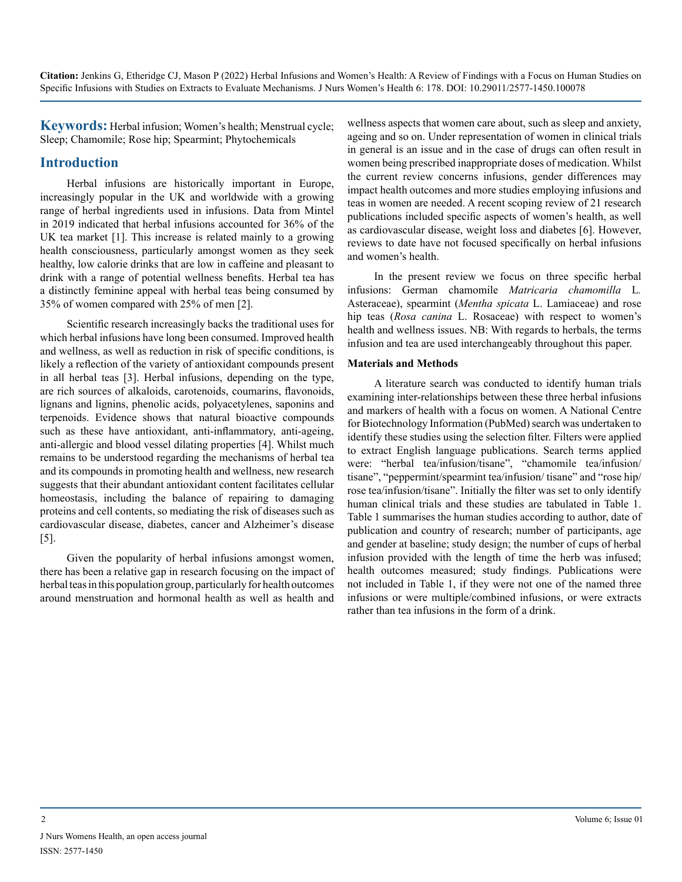**Keywords:** Herbal infusion; Women's health; Menstrual cycle; Sleep; Chamomile; Rose hip; Spearmint; Phytochemicals

## Introduction

Herbal infusions are historically important in Europe, increasingly popular in the UK and worldwide with a growing range of herbal ingredients used in infusions. Data from Mintel in 2019 indicated that herbal infusions accounted for 36% of the UK tea market [1]. This increase is related mainly to a growing health consciousness, particularly amongst women as they seek healthy, low calorie drinks that are low in caffeine and pleasant to drink with a range of potential wellness benefits. Herbal tea has a distinctly feminine appeal with herbal teas being consumed by 35% of women compared with 25% of men [2].

Scientific research increasingly backs the traditional uses for which herbal infusions have long been consumed. Improved health and wellness, as well as reduction in risk of specific conditions, is likely a reflection of the variety of antioxidant compounds present in all herbal teas [3]. Herbal infusions, depending on the type, are rich sources of alkaloids, carotenoids, coumarins, flavonoids, lignans and lignins, phenolic acids, polyacetylenes, saponins and terpenoids. Evidence shows that natural bioactive compounds such as these have antioxidant, anti-inflammatory, anti-ageing, anti-allergic and blood vessel dilating properties [4]. Whilst much remains to be understood regarding the mechanisms of herbal tea and its compounds in promoting health and wellness, new research suggests that their abundant antioxidant content facilitates cellular homeostasis, including the balance of repairing to damaging proteins and cell contents, so mediating the risk of diseases such as cardiovascular disease, diabetes, cancer and Alzheimer's disease [5].

Given the popularity of herbal infusions amongst women, there has been a relative gap in research focusing on the impact of herbal teas in this population group, particularly for health outcomes around menstruation and hormonal health as well as health and wellness aspects that women care about, such as sleep and anxiety, ageing and so on. Under representation of women in clinical trials in general is an issue and in the case of drugs can often result in women being prescribed inappropriate doses of medication. Whilst the current review concerns infusions, gender differences may impact health outcomes and more studies employing infusions and teas in women are needed. A recent scoping review of 21 research publications included specific aspects of women's health, as well as cardiovascular disease, weight loss and diabetes [6]. However, reviews to date have not focused specifically on herbal infusions and women's health.

In the present review we focus on three specific herbal infusions: German chamomile *Matricaria chamomilla* L. Asteraceae), spearmint (*Mentha spicata* L. Lamiaceae) and rose hip teas (*Rosa canina* L. Rosaceae) with respect to women's health and wellness issues. NB: With regards to herbals, the terms infusion and tea are used interchangeably throughout this paper.

### Materials and Methods

A literature search was conducted to identify human trials examining inter-relationships between these three herbal infusions and markers of health with a focus on women. A National Centre for Biotechnology Information (PubMed) search was undertaken to identify these studies using the selection filter. Filters were applied to extract English language publications. Search terms applied were: "herbal tea/infusion/tisane", "chamomile tea/infusion/tisane", "peppermint/spearmint tea/infusion/ tisane" and "rose hip/rose tea/infusion/tisane". Initially the filter was set to only identify human clinical trials and these studies are tabulated in Table 1. Table 1 summarises the human studies according to author, date of publication and country of research; number of participants, age and gender at baseline; study design; the number of cups of herbal infusion provided with the length of time the herb was infused; health outcomes measured; study findings. Publications were not included in Table 1, if they were not one of the named three infusions or were multiple/combined infusions, or were extracts rather than tea infusions in the form of a drink.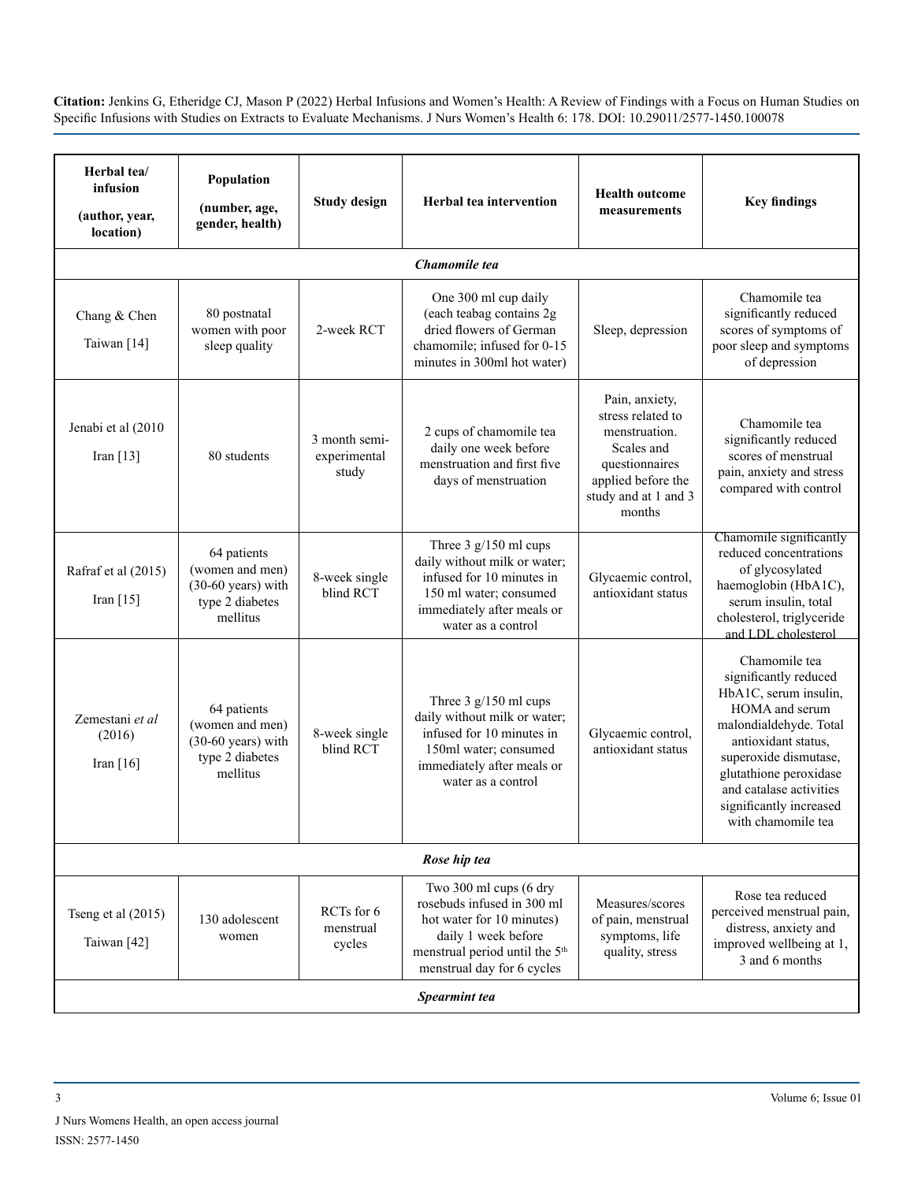| Herbal tea/ infusion (author, year, location) | Population (number, age, gender, health) | Study design | Herbal tea intervention | Health outcome measurements | Key findings |
|---|---|---|---|---|---|
| ***Chamomile tea*** | | | | | |
| Chang & Chen Taiwan [14] | 80 postnatal women with poor sleep quality | 2-week RCT | One 300 ml cup daily (each teabag contains 2g dried flowers of German chamomile; infused for 0-15 minutes in 300ml hot water) | Sleep, depression | Chamomile tea significantly reduced scores of symptoms of poor sleep and symptoms of depression |
| Jenabi et al (2010 Iran [13] | 80 students | 3 month semi-experimental study | 2 cups of chamomile tea daily one week before menstruation and first five days of menstruation | Pain, anxiety, stress related to menstruation. Scales and questionnaires applied before the study and at 1 and 3 months | Chamomile tea significantly reduced scores of menstrual pain, anxiety and stress compared with control |
| Rafraf et al (2015) Iran [15] | 64 patients (women and men) (30-60 years) with type 2 diabetes mellitus | 8-week single blind RCT | Three 3 g/150 ml cups daily without milk or water; infused for 10 minutes in 150 ml water; consumed immediately after meals or water as a control | Glycaemic control, antioxidant status | Chamomile significantly reduced concentrations of glycosylated haemoglobin (HbA1C), serum insulin, total cholesterol, triglyceride and LDL cholesterol |
| Zemestani *et al* (2016) Iran [16] | 64 patients (women and men) (30-60 years) with type 2 diabetes mellitus | 8-week single blind RCT | Three 3 g/150 ml cups daily without milk or water; infused for 10 minutes in 150ml water; consumed immediately after meals or water as a control | Glycaemic control, antioxidant status | Chamomile tea significantly reduced HbA1C, serum insulin, HOMA and serum malondialdehyde. Total antioxidant status, superoxide dismutase, glutathione peroxidase and catalase activities significantly increased with chamomile tea |
| ***Rose hip tea*** | | | | | |
| Tseng et al (2015) Taiwan [42] | 130 adolescent women | RCTs for 6 menstrual cycles | Two 300 ml cups (6 dry rosebuds infused in 300 ml hot water for 10 minutes) daily 1 week before menstrual period until the 5th menstrual day for 6 cycles | Measures/scores of pain, menstrual symptoms, life quality, stress | Rose tea reduced perceived menstrual pain, distress, anxiety and improved wellbeing at 1, 3 and 6 months |
| ***Spearmint tea*** | | | | | |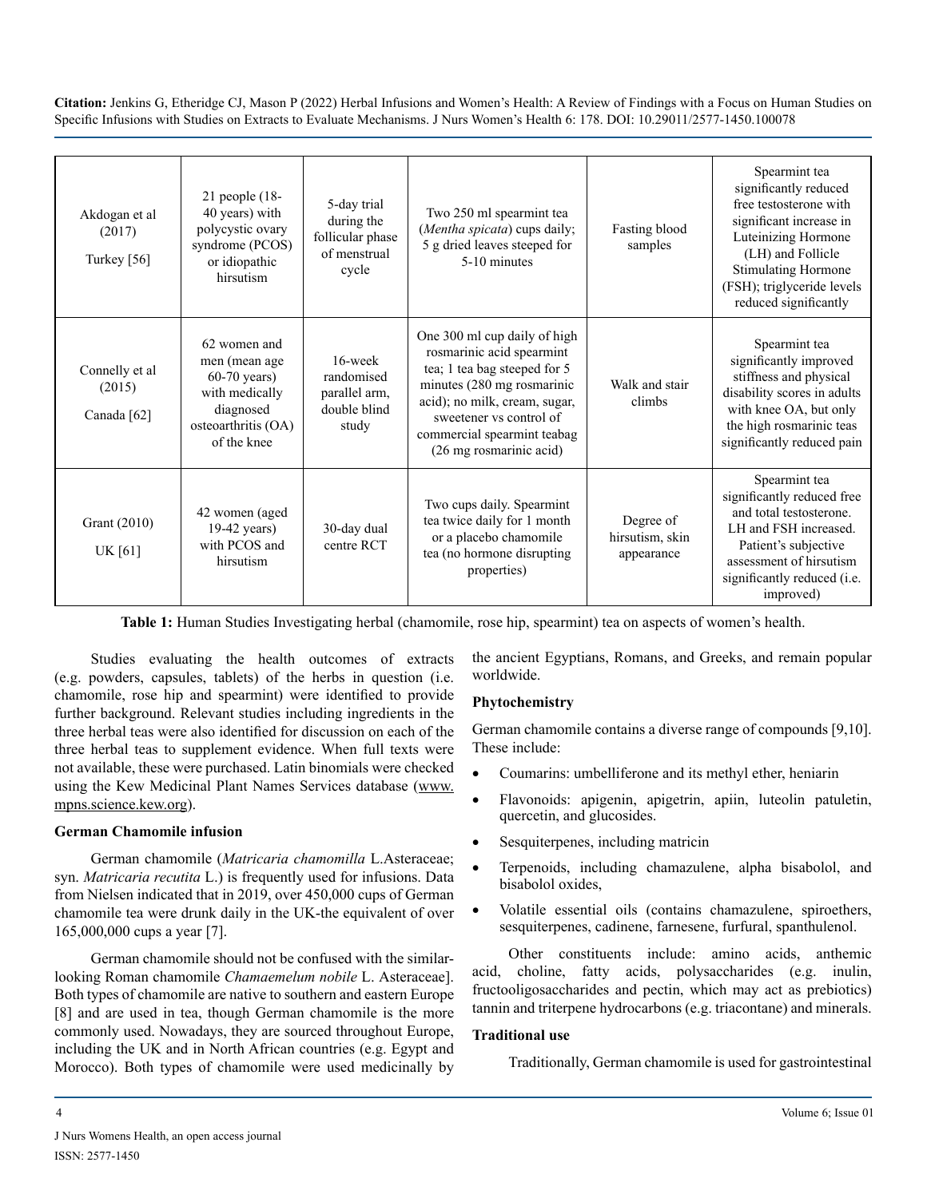| | | | | | |
|---|---|---|---|---|---|
| Akdogan et al (2017) Turkey [56] | 21 people (18-40 years) with polycystic ovary syndrome (PCOS) or idiopathic hirsutism | 5-day trial during the follicular phase of menstrual cycle | Two 250 ml spearmint tea (*Mentha spicata*) cups daily; 5 g dried leaves steeped for 5-10 minutes | Fasting blood samples | Spearmint tea significantly reduced free testosterone with significant increase in Luteinizing Hormone (LH) and Follicle Stimulating Hormone (FSH); triglyceride levels reduced significantly |
| Connelly et al (2015) Canada [62] | 62 women and men (mean age 60-70 years) with medically diagnosed osteoarthritis (OA) of the knee | 16-week randomised parallel arm, double blind study | One 300 ml cup daily of high rosmarinic acid spearmint tea; 1 tea bag steeped for 5 minutes (280 mg rosmarinic acid); no milk, cream, sugar, sweetener vs control of commercial spearmint teabag (26 mg rosmarinic acid) | Walk and stair climbs | Spearmint tea significantly improved stiffness and physical disability scores in adults with knee OA, but only the high rosmarinic teas significantly reduced pain |
| Grant (2010) UK [61] | 42 women (aged 19-42 years) with PCOS and hirsutism | 30-day dual centre RCT | Two cups daily. Spearmint tea twice daily for 1 month or a placebo chamomile tea (no hormone disrupting properties) | Degree of hirsutism, skin appearance | Spearmint tea significantly reduced free and total testosterone. LH and FSH increased. Patient's subjective assessment of hirsutism significantly reduced (i.e. improved) |

**Table 1:** Human Studies Investigating herbal (chamomile, rose hip, spearmint) tea on aspects of women's health.

Studies evaluating the health outcomes of extracts (e.g. powders, capsules, tablets) of the herbs in question (i.e. chamomile, rose hip and spearmint) were identified to provide further background. Relevant studies including ingredients in the three herbal teas were also identified for discussion on each of the three herbal teas to supplement evidence. When full texts were not available, these were purchased. Latin binomials were checked using the Kew Medicinal Plant Names Services database (www.mpns.science.kew.org).

## German Chamomile infusion

German chamomile (*Matricaria chamomilla* L.Asteraceae; syn. *Matricaria recutita* L.) is frequently used for infusions. Data from Nielsen indicated that in 2019, over 450,000 cups of German chamomile tea were drunk daily in the UK-the equivalent of over 165,000,000 cups a year [7].

German chamomile should not be confused with the similar-looking Roman chamomile *Chamaemelum nobile* L. Asteraceae]. Both types of chamomile are native to southern and eastern Europe [8] and are used in tea, though German chamomile is the more commonly used. Nowadays, they are sourced throughout Europe, including the UK and in North African countries (e.g. Egypt and Morocco). Both types of chamomile were used medicinally by the ancient Egyptians, Romans, and Greeks, and remain popular worldwide.

### Phytochemistry

German chamomile contains a diverse range of compounds [9,10]. These include:

- Coumarins: umbelliferone and its methyl ether, heniarin
- Flavonoids: apigenin, apigetrin, apiin, luteolin patuletin, quercetin, and glucosides.
- Sesquiterpenes, including matricin
- Terpenoids, including chamazulene, alpha bisabolol, and bisabolol oxides,
- Volatile essential oils (contains chamazulene, spiroethers, sesquiterpenes, cadinene, farnesene, furfural, spanthulenol.

Other constituents include: amino acids, anthemic acid, choline, fatty acids, polysaccharides (e.g. inulin, fructooligosaccharides and pectin, which may act as prebiotics) tannin and triterpene hydrocarbons (e.g. triacontane) and minerals.

### Traditional use

Traditionally, German chamomile is used for gastrointestinal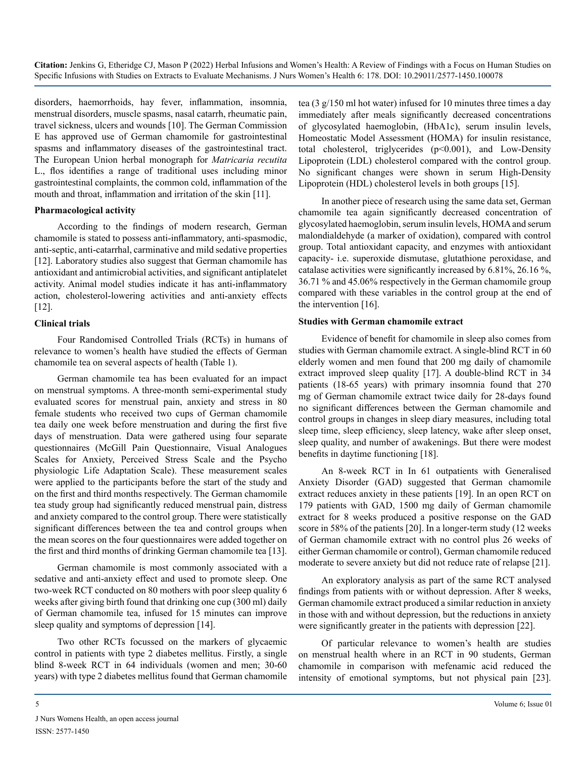disorders, haemorrhoids, hay fever, inflammation, insomnia, menstrual disorders, muscle spasms, nasal catarrh, rheumatic pain, travel sickness, ulcers and wounds [10]. The German Commission E has approved use of German chamomile for gastrointestinal spasms and inflammatory diseases of the gastrointestinal tract. The European Union herbal monograph for *Matricaria recutita* L., flos identifies a range of traditional uses including minor gastrointestinal complaints, the common cold, inflammation of the mouth and throat, inflammation and irritation of the skin [11].

**Pharmacological activity**

According to the findings of modern research, German chamomile is stated to possess anti-inflammatory, anti-spasmodic, anti-septic, anti-catarrhal, carminative and mild sedative properties [12]. Laboratory studies also suggest that German chamomile has antioxidant and antimicrobial activities, and significant antiplatelet activity. Animal model studies indicate it has anti-inflammatory action, cholesterol-lowering activities and anti-anxiety effects [12].

**Clinical trials**

Four Randomised Controlled Trials (RCTs) in humans of relevance to women's health have studied the effects of German chamomile tea on several aspects of health (Table 1).

German chamomile tea has been evaluated for an impact on menstrual symptoms. A three-month semi-experimental study evaluated scores for menstrual pain, anxiety and stress in 80 female students who received two cups of German chamomile tea daily one week before menstruation and during the first five days of menstruation. Data were gathered using four separate questionnaires (McGill Pain Questionnaire, Visual Analogues Scales for Anxiety, Perceived Stress Scale and the Psycho physiologic Life Adaptation Scale). These measurement scales were applied to the participants before the start of the study and on the first and third months respectively. The German chamomile tea study group had significantly reduced menstrual pain, distress and anxiety compared to the control group. There were statistically significant differences between the tea and control groups when the mean scores on the four questionnaires were added together on the first and third months of drinking German chamomile tea [13].

German chamomile is most commonly associated with a sedative and anti-anxiety effect and used to promote sleep. One two-week RCT conducted on 80 mothers with poor sleep quality 6 weeks after giving birth found that drinking one cup (300 ml) daily of German chamomile tea, infused for 15 minutes can improve sleep quality and symptoms of depression [14].

Two other RCTs focussed on the markers of glycaemic control in patients with type 2 diabetes mellitus. Firstly, a single blind 8-week RCT in 64 individuals (women and men; 30-60 years) with type 2 diabetes mellitus found that German chamomile tea (3 g/150 ml hot water) infused for 10 minutes three times a day immediately after meals significantly decreased concentrations of glycosylated haemoglobin, (HbA1c), serum insulin levels, Homeostatic Model Assessment (HOMA) for insulin resistance, total cholesterol, triglycerides ($p<0.001$), and Low-Density Lipoprotein (LDL) cholesterol compared with the control group. No significant changes were shown in serum High-Density Lipoprotein (HDL) cholesterol levels in both groups [15].

In another piece of research using the same data set, German chamomile tea again significantly decreased concentration of glycosylated haemoglobin, serum insulin levels, HOMA and serum malondialdehyde (a marker of oxidation), compared with control group. Total antioxidant capacity, and enzymes with antioxidant capacity- i.e. superoxide dismutase, glutathione peroxidase, and catalase activities were significantly increased by 6.81%, 26.16 %, 36.71 % and 45.06% respectively in the German chamomile group compared with these variables in the control group at the end of the intervention [16].

**Studies with German chamomile extract**

Evidence of benefit for chamomile in sleep also comes from studies with German chamomile extract. A single-blind RCT in 60 elderly women and men found that 200 mg daily of chamomile extract improved sleep quality [17]. A double-blind RCT in 34 patients (18-65 years) with primary insomnia found that 270 mg of German chamomile extract twice daily for 28-days found no significant differences between the German chamomile and control groups in changes in sleep diary measures, including total sleep time, sleep efficiency, sleep latency, wake after sleep onset, sleep quality, and number of awakenings. But there were modest benefits in daytime functioning [18].

An 8-week RCT in In 61 outpatients with Generalised Anxiety Disorder (GAD) suggested that German chamomile extract reduces anxiety in these patients [19]. In an open RCT on 179 patients with GAD, 1500 mg daily of German chamomile extract for 8 weeks produced a positive response on the GAD score in 58% of the patients [20]. In a longer-term study (12 weeks of German chamomile extract with no control plus 26 weeks of either German chamomile or control), German chamomile reduced moderate to severe anxiety but did not reduce rate of relapse [21].

An exploratory analysis as part of the same RCT analysed findings from patients with or without depression. After 8 weeks, German chamomile extract produced a similar reduction in anxiety in those with and without depression, but the reductions in anxiety were significantly greater in the patients with depression [22].

Of particular relevance to women's health are studies on menstrual health where in an RCT in 90 students, German chamomile in comparison with mefenamic acid reduced the intensity of emotional symptoms, but not physical pain [23].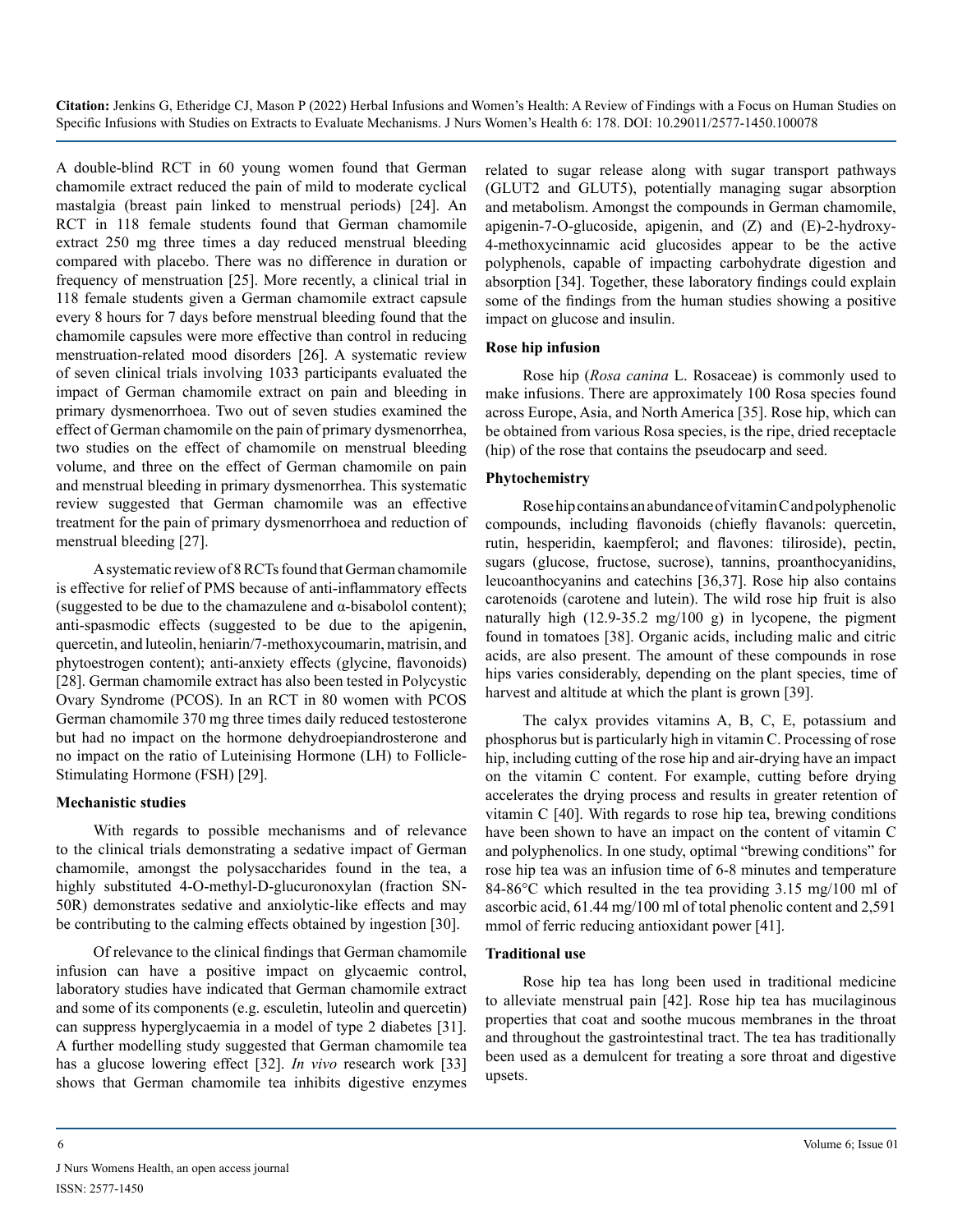A double-blind RCT in 60 young women found that German chamomile extract reduced the pain of mild to moderate cyclical mastalgia (breast pain linked to menstrual periods) [24]. An RCT in 118 female students found that German chamomile extract 250 mg three times a day reduced menstrual bleeding compared with placebo. There was no difference in duration or frequency of menstruation [25]. More recently, a clinical trial in 118 female students given a German chamomile extract capsule every 8 hours for 7 days before menstrual bleeding found that the chamomile capsules were more effective than control in reducing menstruation-related mood disorders [26]. A systematic review of seven clinical trials involving 1033 participants evaluated the impact of German chamomile extract on pain and bleeding in primary dysmenorrhoea. Two out of seven studies examined the effect of German chamomile on the pain of primary dysmenorrhea, two studies on the effect of chamomile on menstrual bleeding volume, and three on the effect of German chamomile on pain and menstrual bleeding in primary dysmenorrhea. This systematic review suggested that German chamomile was an effective treatment for the pain of primary dysmenorrhoea and reduction of menstrual bleeding [27].

A systematic review of 8 RCTs found that German chamomile is effective for relief of PMS because of anti-inflammatory effects (suggested to be due to the chamazulene and α-bisabolol content); anti-spasmodic effects (suggested to be due to the apigenin, quercetin, and luteolin, heniarin/7-methoxycoumarin, matrisin, and phytoestrogen content); anti-anxiety effects (glycine, flavonoids) [28]. German chamomile extract has also been tested in Polycystic Ovary Syndrome (PCOS). In an RCT in 80 women with PCOS German chamomile 370 mg three times daily reduced testosterone but had no impact on the hormone dehydroepiandrosterone and no impact on the ratio of Luteinising Hormone (LH) to Follicle-Stimulating Hormone (FSH) [29].

**Mechanistic studies**

With regards to possible mechanisms and of relevance to the clinical trials demonstrating a sedative impact of German chamomile, amongst the polysaccharides found in the tea, a highly substituted 4-O-methyl-D-glucuronoxylan (fraction SN-50R) demonstrates sedative and anxiolytic-like effects and may be contributing to the calming effects obtained by ingestion [30].

Of relevance to the clinical findings that German chamomile infusion can have a positive impact on glycaemic control, laboratory studies have indicated that German chamomile extract and some of its components (e.g. esculetin, luteolin and quercetin) can suppress hyperglycaemia in a model of type 2 diabetes [31]. A further modelling study suggested that German chamomile tea has a glucose lowering effect [32]. *In vivo* research work [33] shows that German chamomile tea inhibits digestive enzymes related to sugar release along with sugar transport pathways (GLUT2 and GLUT5), potentially managing sugar absorption and metabolism. Amongst the compounds in German chamomile, apigenin-7-O-glucoside, apigenin, and (Z) and (E)-2-hydroxy-4-methoxycinnamic acid glucosides appear to be the active polyphenols, capable of impacting carbohydrate digestion and absorption [34]. Together, these laboratory findings could explain some of the findings from the human studies showing a positive impact on glucose and insulin.

**Rose hip infusion**

Rose hip (*Rosa canina* L. Rosaceae) is commonly used to make infusions. There are approximately 100 Rosa species found across Europe, Asia, and North America [35]. Rose hip, which can be obtained from various Rosa species, is the ripe, dried receptacle (hip) of the rose that contains the pseudocarp and seed.

**Phytochemistry**

Rose hip contains an abundance of vitamin C and polyphenolic compounds, including flavonoids (chiefly flavanols: quercetin, rutin, hesperidin, kaempferol; and flavones: tiliroside), pectin, sugars (glucose, fructose, sucrose), tannins, proanthocyanidins, leucoanthocyanins and catechins [36,37]. Rose hip also contains carotenoids (carotene and lutein). The wild rose hip fruit is also naturally high (12.9-35.2 mg/100 g) in lycopene, the pigment found in tomatoes [38]. Organic acids, including malic and citric acids, are also present. The amount of these compounds in rose hips varies considerably, depending on the plant species, time of harvest and altitude at which the plant is grown [39].

The calyx provides vitamins A, B, C, E, potassium and phosphorus but is particularly high in vitamin C. Processing of rose hip, including cutting of the rose hip and air-drying have an impact on the vitamin C content. For example, cutting before drying accelerates the drying process and results in greater retention of vitamin C [40]. With regards to rose hip tea, brewing conditions have been shown to have an impact on the content of vitamin C and polyphenolics. In one study, optimal "brewing conditions" for rose hip tea was an infusion time of 6-8 minutes and temperature 84-86°C which resulted in the tea providing 3.15 mg/100 ml of ascorbic acid, 61.44 mg/100 ml of total phenolic content and 2,591 mmol of ferric reducing antioxidant power [41].

**Traditional use**

Rose hip tea has long been used in traditional medicine to alleviate menstrual pain [42]. Rose hip tea has mucilaginous properties that coat and soothe mucous membranes in the throat and throughout the gastrointestinal tract. The tea has traditionally been used as a demulcent for treating a sore throat and digestive upsets.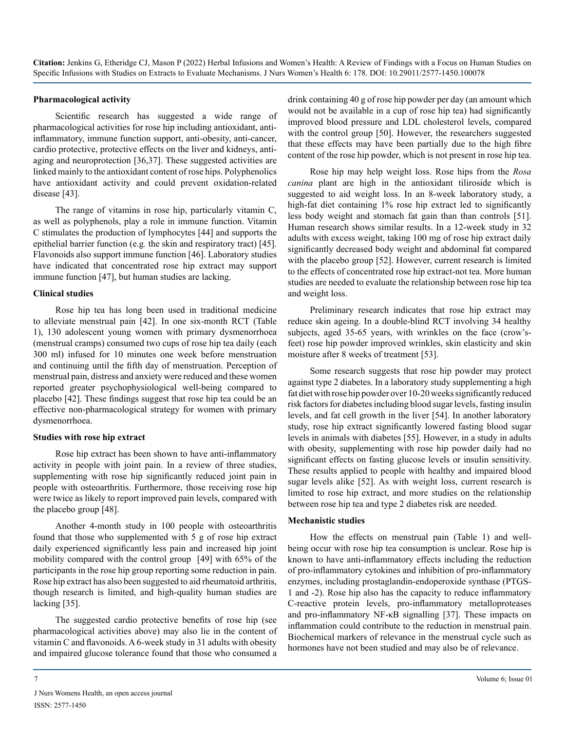**Pharmacological activity**

Scientific research has suggested a wide range of pharmacological activities for rose hip including antioxidant, anti-inflammatory, immune function support, anti-obesity, anti-cancer, cardio protective, protective effects on the liver and kidneys, anti-aging and neuroprotection [36,37]. These suggested activities are linked mainly to the antioxidant content of rose hips. Polyphenolics have antioxidant activity and could prevent oxidation-related disease [43].

The range of vitamins in rose hip, particularly vitamin C, as well as polyphenols, play a role in immune function. Vitamin C stimulates the production of lymphocytes [44] and supports the epithelial barrier function (e.g. the skin and respiratory tract) [45]. Flavonoids also support immune function [46]. Laboratory studies have indicated that concentrated rose hip extract may support immune function [47], but human studies are lacking.

**Clinical studies**

Rose hip tea has long been used in traditional medicine to alleviate menstrual pain [42]. In one six-month RCT (Table 1), 130 adolescent young women with primary dysmenorrhoea (menstrual cramps) consumed two cups of rose hip tea daily (each 300 ml) infused for 10 minutes one week before menstruation and continuing until the fifth day of menstruation. Perception of menstrual pain, distress and anxiety were reduced and these women reported greater psychophysiological well-being compared to placebo [42]. These findings suggest that rose hip tea could be an effective non-pharmacological strategy for women with primary dysmenorrhoea.

**Studies with rose hip extract**

Rose hip extract has been shown to have anti-inflammatory activity in people with joint pain. In a review of three studies, supplementing with rose hip significantly reduced joint pain in people with osteoarthritis. Furthermore, those receiving rose hip were twice as likely to report improved pain levels, compared with the placebo group [48].

Another 4-month study in 100 people with osteoarthritis found that those who supplemented with 5 g of rose hip extract daily experienced significantly less pain and increased hip joint mobility compared with the control group [49] with 65% of the participants in the rose hip group reporting some reduction in pain. Rose hip extract has also been suggested to aid rheumatoid arthritis, though research is limited, and high-quality human studies are lacking [35].

The suggested cardio protective benefits of rose hip (see pharmacological activities above) may also lie in the content of vitamin C and flavonoids. A 6-week study in 31 adults with obesity and impaired glucose tolerance found that those who consumed a drink containing 40 g of rose hip powder per day (an amount which would not be available in a cup of rose hip tea) had significantly improved blood pressure and LDL cholesterol levels, compared with the control group [50]. However, the researchers suggested that these effects may have been partially due to the high fibre content of the rose hip powder, which is not present in rose hip tea.

Rose hip may help weight loss. Rose hips from the *Rosa canina* plant are high in the antioxidant tiliroside which is suggested to aid weight loss. In an 8-week laboratory study, a high-fat diet containing 1% rose hip extract led to significantly less body weight and stomach fat gain than than controls [51]. Human research shows similar results. In a 12-week study in 32 adults with excess weight, taking 100 mg of rose hip extract daily significantly decreased body weight and abdominal fat compared with the placebo group [52]. However, current research is limited to the effects of concentrated rose hip extract-not tea. More human studies are needed to evaluate the relationship between rose hip tea and weight loss.

Preliminary research indicates that rose hip extract may reduce skin ageing. In a double-blind RCT involving 34 healthy subjects, aged 35-65 years, with wrinkles on the face (crow's-feet) rose hip powder improved wrinkles, skin elasticity and skin moisture after 8 weeks of treatment [53].

Some research suggests that rose hip powder may protect against type 2 diabetes. In a laboratory study supplementing a high fat diet with rose hip powder over 10-20 weeks significantly reduced risk factors for diabetes including blood sugar levels, fasting insulin levels, and fat cell growth in the liver [54]. In another laboratory study, rose hip extract significantly lowered fasting blood sugar levels in animals with diabetes [55]. However, in a study in adults with obesity, supplementing with rose hip powder daily had no significant effects on fasting glucose levels or insulin sensitivity. These results applied to people with healthy and impaired blood sugar levels alike [52]. As with weight loss, current research is limited to rose hip extract, and more studies on the relationship between rose hip tea and type 2 diabetes risk are needed.

**Mechanistic studies**

How the effects on menstrual pain (Table 1) and well-being occur with rose hip tea consumption is unclear. Rose hip is known to have anti-inflammatory effects including the reduction of pro-inflammatory cytokines and inhibition of pro-inflammatory enzymes, including prostaglandin-endoperoxide synthase (PTGS-1 and -2). Rose hip also has the capacity to reduce inflammatory C-reactive protein levels, pro-inflammatory metalloproteases and pro-inflammatory NF-κB signalling [37]. These impacts on inflammation could contribute to the reduction in menstrual pain. Biochemical markers of relevance in the menstrual cycle such as hormones have not been studied and may also be of relevance.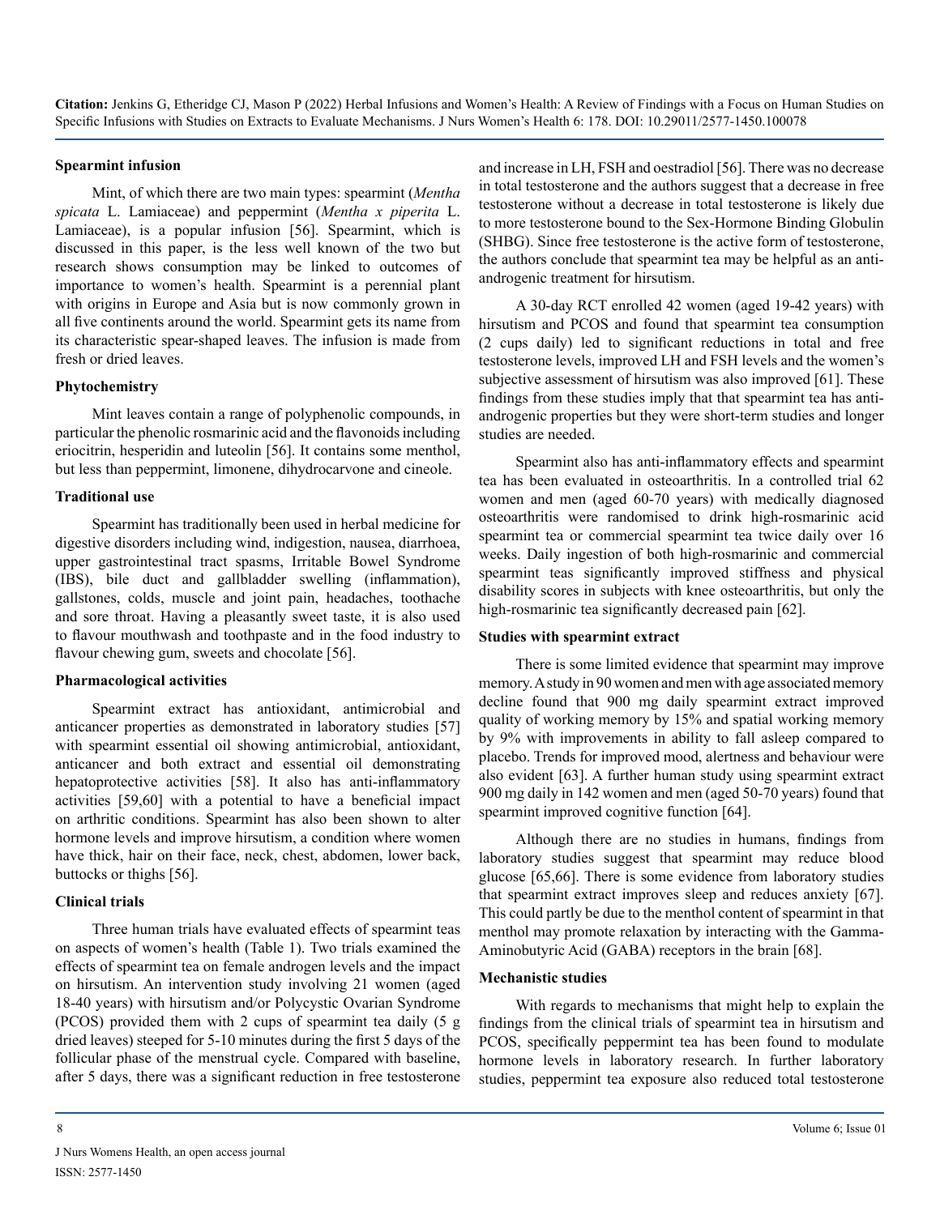### Spearmint infusion

Mint, of which there are two main types: spearmint (*Mentha spicata* L. Lamiaceae) and peppermint (*Mentha x piperita* L. Lamiaceae), is a popular infusion [56]. Spearmint, which is discussed in this paper, is the less well known of the two but research shows consumption may be linked to outcomes of importance to women's health. Spearmint is a perennial plant with origins in Europe and Asia but is now commonly grown in all five continents around the world. Spearmint gets its name from its characteristic spear-shaped leaves. The infusion is made from fresh or dried leaves.

### Phytochemistry

Mint leaves contain a range of polyphenolic compounds, in particular the phenolic rosmarinic acid and the flavonoids including eriocitrin, hesperidin and luteolin [56]. It contains some menthol, but less than peppermint, limonene, dihydrocarvone and cineole.

### Traditional use

Spearmint has traditionally been used in herbal medicine for digestive disorders including wind, indigestion, nausea, diarrhoea, upper gastrointestinal tract spasms, Irritable Bowel Syndrome (IBS), bile duct and gallbladder swelling (inflammation), gallstones, colds, muscle and joint pain, headaches, toothache and sore throat. Having a pleasantly sweet taste, it is also used to flavour mouthwash and toothpaste and in the food industry to flavour chewing gum, sweets and chocolate [56].

### Pharmacological activities

Spearmint extract has antioxidant, antimicrobial and anticancer properties as demonstrated in laboratory studies [57] with spearmint essential oil showing antimicrobial, antioxidant, anticancer and both extract and essential oil demonstrating hepatoprotective activities [58]. It also has anti-inflammatory activities [59,60] with a potential to have a beneficial impact on arthritic conditions. Spearmint has also been shown to alter hormone levels and improve hirsutism, a condition where women have thick, hair on their face, neck, chest, abdomen, lower back, buttocks or thighs [56].

### Clinical trials

Three human trials have evaluated effects of spearmint teas on aspects of women's health (Table 1). Two trials examined the effects of spearmint tea on female androgen levels and the impact on hirsutism. An intervention study involving 21 women (aged 18-40 years) with hirsutism and/or Polycystic Ovarian Syndrome (PCOS) provided them with 2 cups of spearmint tea daily (5 g dried leaves) steeped for 5-10 minutes during the first 5 days of the follicular phase of the menstrual cycle. Compared with baseline, after 5 days, there was a significant reduction in free testosterone and increase in LH, FSH and oestradiol [56]. There was no decrease in total testosterone and the authors suggest that a decrease in free testosterone without a decrease in total testosterone is likely due to more testosterone bound to the Sex-Hormone Binding Globulin (SHBG). Since free testosterone is the active form of testosterone, the authors conclude that spearmint tea may be helpful as an anti-androgenic treatment for hirsutism.

A 30-day RCT enrolled 42 women (aged 19-42 years) with hirsutism and PCOS and found that spearmint tea consumption (2 cups daily) led to significant reductions in total and free testosterone levels, improved LH and FSH levels and the women's subjective assessment of hirsutism was also improved [61]. These findings from these studies imply that that spearmint tea has anti-androgenic properties but they were short-term studies and longer studies are needed.

Spearmint also has anti-inflammatory effects and spearmint tea has been evaluated in osteoarthritis. In a controlled trial 62 women and men (aged 60-70 years) with medically diagnosed osteoarthritis were randomised to drink high-rosmarinic acid spearmint tea or commercial spearmint tea twice daily over 16 weeks. Daily ingestion of both high-rosmarinic and commercial spearmint teas significantly improved stiffness and physical disability scores in subjects with knee osteoarthritis, but only the high-rosmarinic tea significantly decreased pain [62].

### Studies with spearmint extract

There is some limited evidence that spearmint may improve memory. A study in 90 women and men with age associated memory decline found that 900 mg daily spearmint extract improved quality of working memory by 15% and spatial working memory by 9% with improvements in ability to fall asleep compared to placebo. Trends for improved mood, alertness and behaviour were also evident [63]. A further human study using spearmint extract 900 mg daily in 142 women and men (aged 50-70 years) found that spearmint improved cognitive function [64].

Although there are no studies in humans, findings from laboratory studies suggest that spearmint may reduce blood glucose [65,66]. There is some evidence from laboratory studies that spearmint extract improves sleep and reduces anxiety [67]. This could partly be due to the menthol content of spearmint in that menthol may promote relaxation by interacting with the Gamma-Aminobutyric Acid (GABA) receptors in the brain [68].

### Mechanistic studies

With regards to mechanisms that might help to explain the findings from the clinical trials of spearmint tea in hirsutism and PCOS, specifically peppermint tea has been found to modulate hormone levels in laboratory research. In further laboratory studies, peppermint tea exposure also reduced total testosterone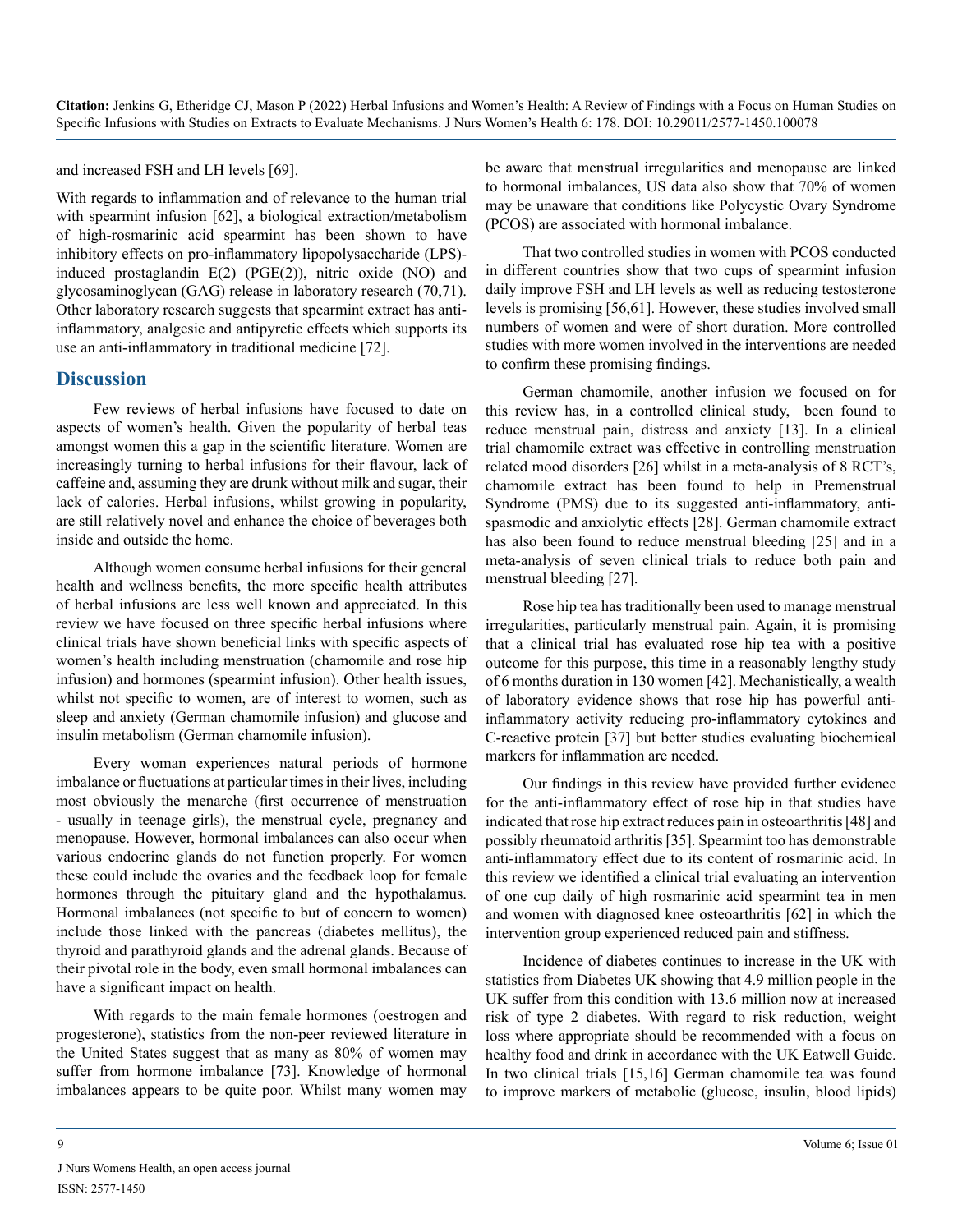and increased FSH and LH levels [69].

With regards to inflammation and of relevance to the human trial with spearmint infusion [62], a biological extraction/metabolism of high-rosmarinic acid spearmint has been shown to have inhibitory effects on pro-inflammatory lipopolysaccharide (LPS)-induced prostaglandin E(2) (PGE(2)), nitric oxide (NO) and glycosaminoglycan (GAG) release in laboratory research (70,71). Other laboratory research suggests that spearmint extract has anti-inflammatory, analgesic and antipyretic effects which supports its use an anti-inflammatory in traditional medicine [72].

## Discussion

Few reviews of herbal infusions have focused to date on aspects of women's health. Given the popularity of herbal teas amongst women this a gap in the scientific literature. Women are increasingly turning to herbal infusions for their flavour, lack of caffeine and, assuming they are drunk without milk and sugar, their lack of calories. Herbal infusions, whilst growing in popularity, are still relatively novel and enhance the choice of beverages both inside and outside the home.

Although women consume herbal infusions for their general health and wellness benefits, the more specific health attributes of herbal infusions are less well known and appreciated. In this review we have focused on three specific herbal infusions where clinical trials have shown beneficial links with specific aspects of women's health including menstruation (chamomile and rose hip infusion) and hormones (spearmint infusion). Other health issues, whilst not specific to women, are of interest to women, such as sleep and anxiety (German chamomile infusion) and glucose and insulin metabolism (German chamomile infusion).

Every woman experiences natural periods of hormone imbalance or fluctuations at particular times in their lives, including most obviously the menarche (first occurrence of menstruation - usually in teenage girls), the menstrual cycle, pregnancy and menopause. However, hormonal imbalances can also occur when various endocrine glands do not function properly. For women these could include the ovaries and the feedback loop for female hormones through the pituitary gland and the hypothalamus. Hormonal imbalances (not specific to but of concern to women) include those linked with the pancreas (diabetes mellitus), the thyroid and parathyroid glands and the adrenal glands. Because of their pivotal role in the body, even small hormonal imbalances can have a significant impact on health.

With regards to the main female hormones (oestrogen and progesterone), statistics from the non-peer reviewed literature in the United States suggest that as many as 80% of women may suffer from hormone imbalance [73]. Knowledge of hormonal imbalances appears to be quite poor. Whilst many women may be aware that menstrual irregularities and menopause are linked to hormonal imbalances, US data also show that 70% of women may be unaware that conditions like Polycystic Ovary Syndrome (PCOS) are associated with hormonal imbalance.

That two controlled studies in women with PCOS conducted in different countries show that two cups of spearmint infusion daily improve FSH and LH levels as well as reducing testosterone levels is promising [56,61]. However, these studies involved small numbers of women and were of short duration. More controlled studies with more women involved in the interventions are needed to confirm these promising findings.

German chamomile, another infusion we focused on for this review has, in a controlled clinical study, been found to reduce menstrual pain, distress and anxiety [13]. In a clinical trial chamomile extract was effective in controlling menstruation related mood disorders [26] whilst in a meta-analysis of 8 RCT's, chamomile extract has been found to help in Premenstrual Syndrome (PMS) due to its suggested anti-inflammatory, anti-spasmodic and anxiolytic effects [28]. German chamomile extract has also been found to reduce menstrual bleeding [25] and in a meta-analysis of seven clinical trials to reduce both pain and menstrual bleeding [27].

Rose hip tea has traditionally been used to manage menstrual irregularities, particularly menstrual pain. Again, it is promising that a clinical trial has evaluated rose hip tea with a positive outcome for this purpose, this time in a reasonably lengthy study of 6 months duration in 130 women [42]. Mechanistically, a wealth of laboratory evidence shows that rose hip has powerful anti-inflammatory activity reducing pro-inflammatory cytokines and C-reactive protein [37] but better studies evaluating biochemical markers for inflammation are needed.

Our findings in this review have provided further evidence for the anti-inflammatory effect of rose hip in that studies have indicated that rose hip extract reduces pain in osteoarthritis [48] and possibly rheumatoid arthritis [35]. Spearmint too has demonstrable anti-inflammatory effect due to its content of rosmarinic acid. In this review we identified a clinical trial evaluating an intervention of one cup daily of high rosmarinic acid spearmint tea in men and women with diagnosed knee osteoarthritis [62] in which the intervention group experienced reduced pain and stiffness.

Incidence of diabetes continues to increase in the UK with statistics from Diabetes UK showing that 4.9 million people in the UK suffer from this condition with 13.6 million now at increased risk of type 2 diabetes. With regard to risk reduction, weight loss where appropriate should be recommended with a focus on healthy food and drink in accordance with the UK Eatwell Guide. In two clinical trials [15,16] German chamomile tea was found to improve markers of metabolic (glucose, insulin, blood lipids)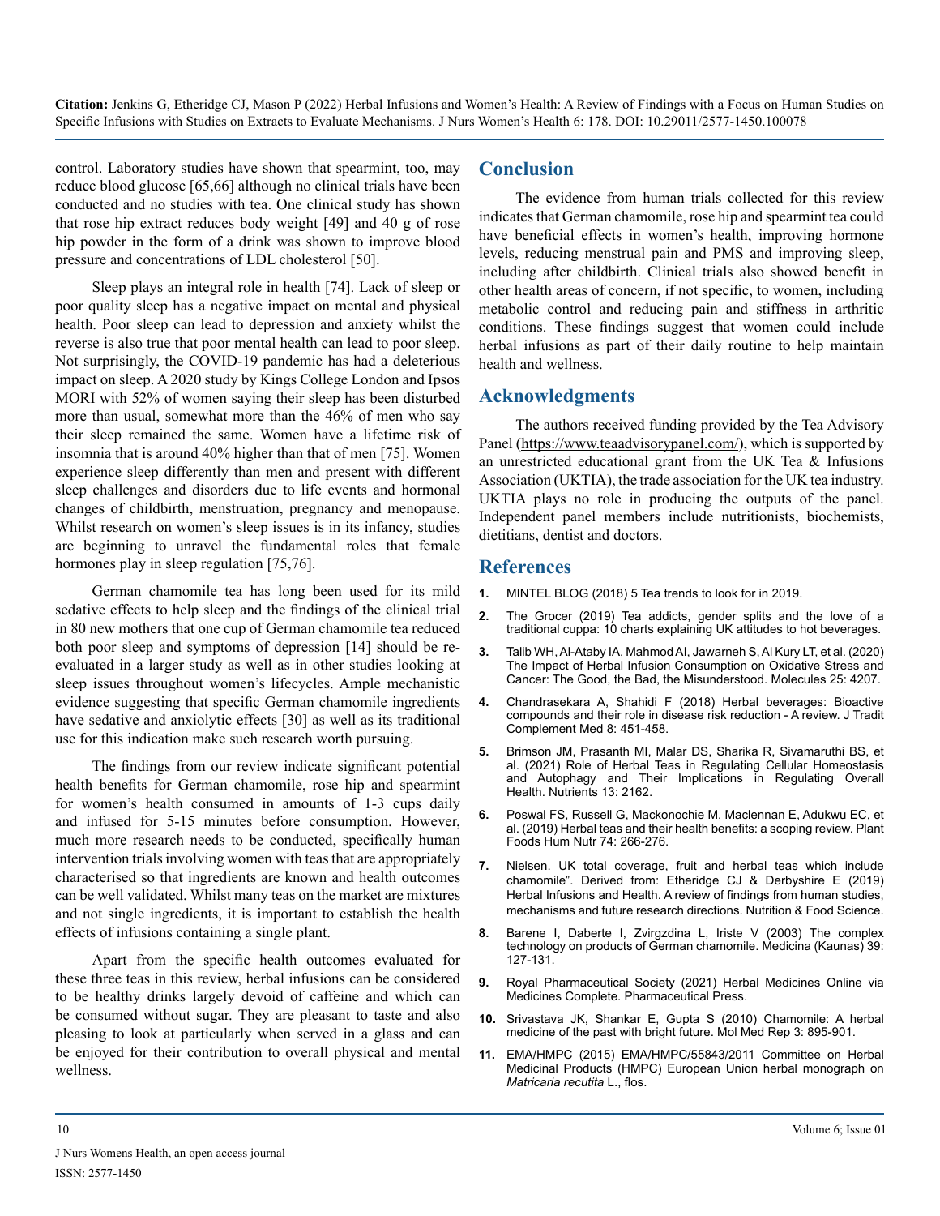control. Laboratory studies have shown that spearmint, too, may reduce blood glucose [65,66] although no clinical trials have been conducted and no studies with tea. One clinical study has shown that rose hip extract reduces body weight [49] and 40 g of rose hip powder in the form of a drink was shown to improve blood pressure and concentrations of LDL cholesterol [50].

Sleep plays an integral role in health [74]. Lack of sleep or poor quality sleep has a negative impact on mental and physical health. Poor sleep can lead to depression and anxiety whilst the reverse is also true that poor mental health can lead to poor sleep. Not surprisingly, the COVID-19 pandemic has had a deleterious impact on sleep. A 2020 study by Kings College London and Ipsos MORI with 52% of women saying their sleep has been disturbed more than usual, somewhat more than the 46% of men who say their sleep remained the same. Women have a lifetime risk of insomnia that is around 40% higher than that of men [75]. Women experience sleep differently than men and present with different sleep challenges and disorders due to life events and hormonal changes of childbirth, menstruation, pregnancy and menopause. Whilst research on women's sleep issues is in its infancy, studies are beginning to unravel the fundamental roles that female hormones play in sleep regulation [75,76].

German chamomile tea has long been used for its mild sedative effects to help sleep and the findings of the clinical trial in 80 new mothers that one cup of German chamomile tea reduced both poor sleep and symptoms of depression [14] should be re-evaluated in a larger study as well as in other studies looking at sleep issues throughout women's lifecycles. Ample mechanistic evidence suggesting that specific German chamomile ingredients have sedative and anxiolytic effects [30] as well as its traditional use for this indication make such research worth pursuing.

The findings from our review indicate significant potential health benefits for German chamomile, rose hip and spearmint for women's health consumed in amounts of 1-3 cups daily and infused for 5-15 minutes before consumption. However, much more research needs to be conducted, specifically human intervention trials involving women with teas that are appropriately characterised so that ingredients are known and health outcomes can be well validated. Whilst many teas on the market are mixtures and not single ingredients, it is important to establish the health effects of infusions containing a single plant.

Apart from the specific health outcomes evaluated for these three teas in this review, herbal infusions can be considered to be healthy drinks largely devoid of caffeine and which can be consumed without sugar. They are pleasant to taste and also pleasing to look at particularly when served in a glass and can be enjoyed for their contribution to overall physical and mental wellness.

## Conclusion

The evidence from human trials collected for this review indicates that German chamomile, rose hip and spearmint tea could have beneficial effects in women's health, improving hormone levels, reducing menstrual pain and PMS and improving sleep, including after childbirth. Clinical trials also showed benefit in other health areas of concern, if not specific, to women, including metabolic control and reducing pain and stiffness in arthritic conditions. These findings suggest that women could include herbal infusions as part of their daily routine to help maintain health and wellness.

## Acknowledgments

The authors received funding provided by the Tea Advisory Panel (https://www.teaadvisorypanel.com/), which is supported by an unrestricted educational grant from the UK Tea & Infusions Association (UKTIA), the trade association for the UK tea industry. UKTIA plays no role in producing the outputs of the panel. Independent panel members include nutritionists, biochemists, dietitians, dentist and doctors.

## References

1. MINTEL BLOG (2018) 5 Tea trends to look for in 2019.
2. The Grocer (2019) Tea addicts, gender splits and the love of a traditional cuppa: 10 charts explaining UK attitudes to hot beverages.
3. Talib WH, Al-Ataby IA, Mahmod AI, Jawarneh S, Al Kury LT, et al. (2020) The Impact of Herbal Infusion Consumption on Oxidative Stress and Cancer: The Good, the Bad, the Misunderstood. Molecules 25: 4207.
4. Chandrasekara A, Shahidi F (2018) Herbal beverages: Bioactive compounds and their role in disease risk reduction - A review. J Tradit Complement Med 8: 451-458.
5. Brimson JM, Prasanth MI, Malar DS, Sharika R, Sivamaruthi BS, et al. (2021) Role of Herbal Teas in Regulating Cellular Homeostasis and Autophagy and Their Implications in Regulating Overall Health. Nutrients 13: 2162.
6. Poswal FS, Russell G, Mackonochie M, Maclennan E, Adukwu EC, et al. (2019) Herbal teas and their health benefits: a scoping review. Plant Foods Hum Nutr 74: 266-276.
7. Nielsen. UK total coverage, fruit and herbal teas which include chamomile". Derived from: Etheridge CJ & Derbyshire E (2019) Herbal Infusions and Health. A review of findings from human studies, mechanisms and future research directions. Nutrition & Food Science.
8. Barene I, Daberte I, Zvirgzdina L, Iriste V (2003) The complex technology on products of German chamomile. Medicina (Kaunas) 39: 127-131.
9. Royal Pharmaceutical Society (2021) Herbal Medicines Online via Medicines Complete. Pharmaceutical Press.
10. Srivastava JK, Shankar E, Gupta S (2010) Chamomile: A herbal medicine of the past with bright future. Mol Med Rep 3: 895-901.
11. EMA/HMPC (2015) EMA/HMPC/55843/2011 Committee on Herbal Medicinal Products (HMPC) European Union herbal monograph on *Matricaria recutita* L., flos.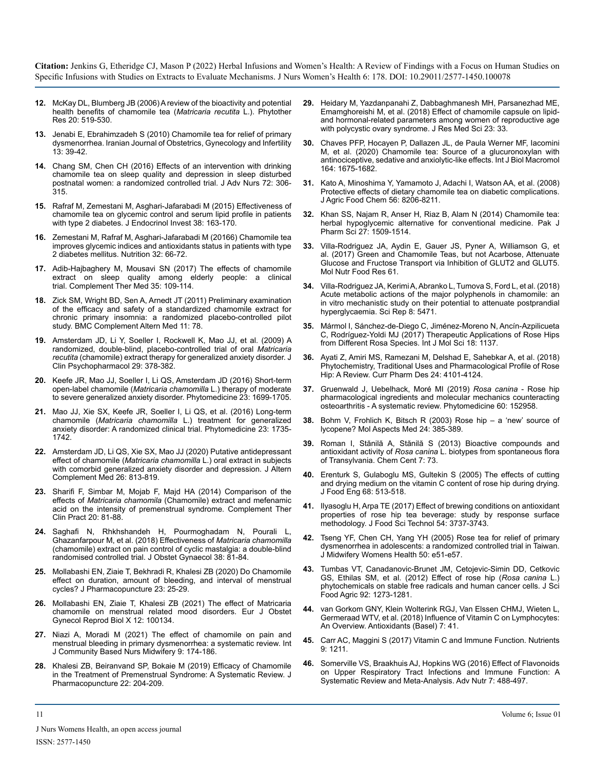12. McKay DL, Blumberg JB (2006) A review of the bioactivity and potential health benefits of chamomile tea (*Matricaria recutita* L.). Phytother Res 20: 519-530.

13. Jenabi E, Ebrahimzadeh S (2010) Chamomile tea for relief of primary dysmenorrhea. Iranian Journal of Obstetrics, Gynecology and Infertility 13: 39-42.

14. Chang SM, Chen CH (2016) Effects of an intervention with drinking chamomile tea on sleep quality and depression in sleep disturbed postnatal women: a randomized controlled trial. J Adv Nurs 72: 306-315.

15. Rafraf M, Zemestani M, Asghari-Jafarabadi M (2015) Effectiveness of chamomile tea on glycemic control and serum lipid profile in patients with type 2 diabetes. J Endocrinol Invest 38: 163-170.

16. Zemestani M, Rafraf M, Asghari-Jafarabadi M (20166) Chamomile tea improves glycemic indices and antioxidants status in patients with type 2 diabetes mellitus. Nutrition 32: 66-72.

17. Adib-Hajbaghery M, Mousavi SN (2017) The effects of chamomile extract on sleep quality among elderly people: a clinical trial. Complement Ther Med 35: 109-114.

18. Zick SM, Wright BD, Sen A, Arnedt JT (2011) Preliminary examination of the efficacy and safety of a standardized chamomile extract for chronic primary insomnia: a randomized placebo-controlled pilot study. BMC Complement Altern Med 11: 78.

19. Amsterdam JD, Li Y, Soeller I, Rockwell K, Mao JJ, et al. (2009) A randomized, double-blind, placebo-controlled trial of oral *Matricaria recutita* (chamomile) extract therapy for generalized anxiety disorder. J Clin Psychopharmacol 29: 378-382.

20. Keefe JR, Mao JJ, Soeller I, Li QS, Amsterdam JD (2016) Short-term open-label chamomile (*Matricaria chamomilla* L.) therapy of moderate to severe generalized anxiety disorder. Phytomedicine 23: 1699-1705.

21. Mao JJ, Xie SX, Keefe JR, Soeller I, Li QS, et al. (2016) Long-term chamomile (*Matricaria chamomilla* L.) treatment for generalized anxiety disorder: A randomized clinical trial. Phytomedicine 23: 1735-1742.

22. Amsterdam JD, Li QS, Xie SX, Mao JJ (2020) Putative antidepressant effect of chamomile (*Matricaria chamomilla* L.) oral extract in subjects with comorbid generalized anxiety disorder and depression. J Altern Complement Med 26: 813-819.

23. Sharifi F, Simbar M, Mojab F, Majd HA (2014) Comparison of the effects of *Matricaria chamomila* (Chamomile) extract and mefenamic acid on the intensity of premenstrual syndrome. Complement Ther Clin Pract 20: 81-88.

24. Saghafi N, Rhkhshandeh H, Pourmoghadam N, Pourali L, Ghazanfarpour M, et al. (2018) Effectiveness of *Matricaria chamomilla* (chamomile) extract on pain control of cyclic mastalgia: a double-blind randomised controlled trial. J Obstet Gynaecol 38: 81-84.

25. Mollabashi EN, Ziaie T, Bekhradi R, Khalesi ZB (2020) Do Chamomile effect on duration, amount of bleeding, and interval of menstrual cycles? J Pharmacopuncture 23: 25-29.

26. Mollabashi EN, Ziaie T, Khalesi ZB (2021) The effect of Matricaria chamomile on menstrual related mood disorders. Eur J Obstet Gynecol Reprod Biol X 12: 100134.

27. Niazi A, Moradi M (2021) The effect of chamomile on pain and menstrual bleeding in primary dysmenorrhea: a systematic review. Int J Community Based Nurs Midwifery 9: 174-186.

28. Khalesi ZB, Beiranvand SP, Bokaie M (2019) Efficacy of Chamomile in the Treatment of Premenstrual Syndrome: A Systematic Review. J Pharmacopuncture 22: 204-209.

29. Heidary M, Yazdanpanahi Z, Dabbaghmanesh MH, Parsanezhad ME, Emamghoreishi M, et al. (2018) Effect of chamomile capsule on lipid- and hormonal-related parameters among women of reproductive age with polycystic ovary syndrome. J Res Med Sci 23: 33.

30. Chaves PFP, Hocayen P, Dallazen JL, de Paula Werner MF, Iacomini M, et al. (2020) Chamomile tea: Source of a glucuronoxylan with antinociceptive, sedative and anxiolytic-like effects. Int J Biol Macromol 164: 1675-1682.

31. Kato A, Minoshima Y, Yamamoto J, Adachi I, Watson AA, et al. (2008) Protective effects of dietary chamomile tea on diabetic complications. J Agric Food Chem 56: 8206-8211.

32. Khan SS, Najam R, Anser H, Riaz B, Alam N (2014) Chamomile tea: herbal hypoglycemic alternative for conventional medicine. Pak J Pharm Sci 27: 1509-1514.

33. Villa-Rodriguez JA, Aydin E, Gauer JS, Pyner A, Williamson G, et al. (2017) Green and Chamomile Teas, but not Acarbose, Attenuate Glucose and Fructose Transport via Inhibition of GLUT2 and GLUT5. Mol Nutr Food Res 61.

34. Villa-Rodriguez JA, Kerimi A, Abranko L, Tumova S, Ford L, et al. (2018) Acute metabolic actions of the major polyphenols in chamomile: an in vitro mechanistic study on their potential to attenuate postprandial hyperglycaemia. Sci Rep 8: 5471.

35. Mármol I, Sánchez-de-Diego C, Jiménez-Moreno N, Ancín-Azpilicueta C, Rodríguez-Yoldi MJ (2017) Therapeutic Applications of Rose Hips from Different Rosa Species. Int J Mol Sci 18: 1137.

36. Ayati Z, Amiri MS, Ramezani M, Delshad E, Sahebkar A, et al. (2018) Phytochemistry, Traditional Uses and Pharmacological Profile of Rose Hip: A Review. Curr Pharm Des 24: 4101-4124.

37. Gruenwald J, Uebelhack, Moré MI (2019) *Rosa canina* - Rose hip pharmacological ingredients and molecular mechanics counteracting osteoarthritis - A systematic review. Phytomedicine 60: 152958.

38. Bohm V, Frohlich K, Bitsch R (2003) Rose hip – a 'new' source of lycopene? Mol Aspects Med 24: 385-389.

39. Roman I, Stănilă A, Stănilă S (2013) Bioactive compounds and antioxidant activity of *Rosa canina* L. biotypes from spontaneous flora of Transylvania. Chem Cent 7: 73.

40. Erenturk S, Gulaboglu MS, Gultekin S (2005) The effects of cutting and drying medium on the vitamin C content of rose hip during drying. J Food Eng 68: 513-518.

41. Ilyasoglu H, Arpa TE (2017) Effect of brewing conditions on antioxidant properties of rose hip tea beverage: study by response surface methodology. J Food Sci Technol 54: 3737-3743.

42. Tseng YF, Chen CH, Yang YH (2005) Rose tea for relief of primary dysmenorrhea in adolescents: a randomized controlled trial in Taiwan. J Midwifery Womens Health 50: e51-e57.

43. Tumbas VT, Canadanovic-Brunet JM, Cetojevic-Simin DD, Cetkovic GS, Ethilas SM, et al. (2012) Effect of rose hip (*Rosa canina* L.) phytochemicals on stable free radicals and human cancer cells. J Sci Food Agric 92: 1273-1281.

44. van Gorkom GNY, Klein Wolterink RGJ, Van Elssen CHMJ, Wieten L, Germeraad WTV, et al. (2018) Influence of Vitamin C on Lymphocytes: An Overview. Antioxidants (Basel) 7: 41.

45. Carr AC, Maggini S (2017) Vitamin C and Immune Function. Nutrients 9: 1211.

46. Somerville VS, Braakhuis AJ, Hopkins WG (2016) Effect of Flavonoids on Upper Respiratory Tract Infections and Immune Function: A Systematic Review and Meta-Analysis. Adv Nutr 7: 488-497.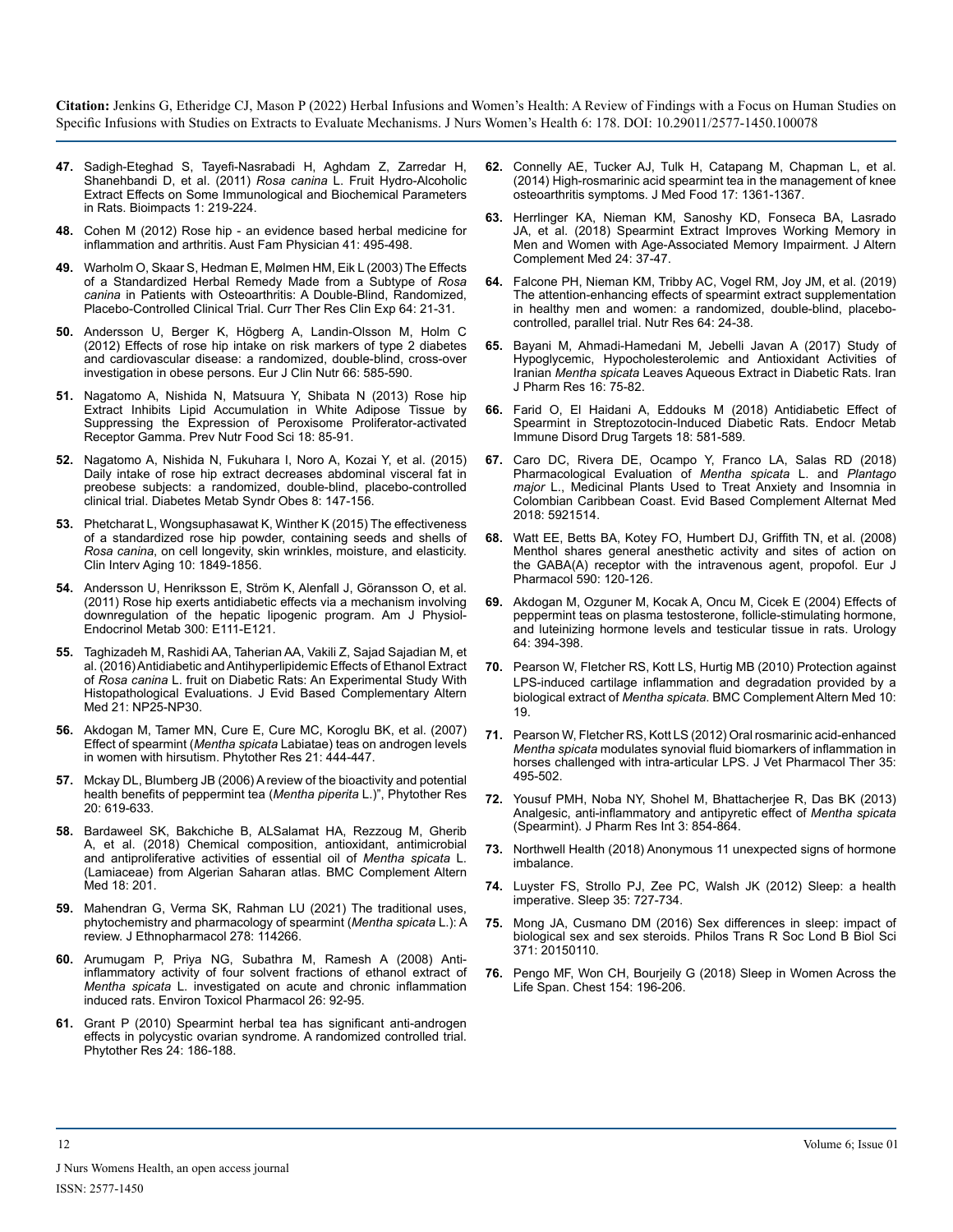47. Sadigh-Eteghad S, Tayefi-Nasrabadi H, Aghdam Z, Zarredar H, Shanehbandi D, et al. (2011) *Rosa canina* L. Fruit Hydro-Alcoholic Extract Effects on Some Immunological and Biochemical Parameters in Rats. Bioimpacts 1: 219-224.

48. Cohen M (2012) Rose hip - an evidence based herbal medicine for inflammation and arthritis. Aust Fam Physician 41: 495-498.

49. Warholm O, Skaar S, Hedman E, Mølmen HM, Eik L (2003) The Effects of a Standardized Herbal Remedy Made from a Subtype of *Rosa canina* in Patients with Osteoarthritis: A Double-Blind, Randomized, Placebo-Controlled Clinical Trial. Curr Ther Res Clin Exp 64: 21-31.

50. Andersson U, Berger K, Högberg A, Landin-Olsson M, Holm C (2012) Effects of rose hip intake on risk markers of type 2 diabetes and cardiovascular disease: a randomized, double-blind, cross-over investigation in obese persons. Eur J Clin Nutr 66: 585-590.

51. Nagatomo A, Nishida N, Matsuura Y, Shibata N (2013) Rose hip Extract Inhibits Lipid Accumulation in White Adipose Tissue by Suppressing the Expression of Peroxisome Proliferator-activated Receptor Gamma. Prev Nutr Food Sci 18: 85-91.

52. Nagatomo A, Nishida N, Fukuhara I, Noro A, Kozai Y, et al. (2015) Daily intake of rose hip extract decreases abdominal visceral fat in preobese subjects: a randomized, double-blind, placebo-controlled clinical trial. Diabetes Metab Syndr Obes 8: 147-156.

53. Phetcharat L, Wongsuphasawat K, Winther K (2015) The effectiveness of a standardized rose hip powder, containing seeds and shells of *Rosa canina*, on cell longevity, skin wrinkles, moisture, and elasticity. Clin Interv Aging 10: 1849-1856.

54. Andersson U, Henriksson E, Ström K, Alenfall J, Göransson O, et al. (2011) Rose hip exerts antidiabetic effects via a mechanism involving downregulation of the hepatic lipogenic program. Am J Physiol-Endocrinol Metab 300: E111-E121.

55. Taghizadeh M, Rashidi AA, Taherian AA, Vakili Z, Sajad Sajadian M, et al. (2016) Antidiabetic and Antihyperlipidemic Effects of Ethanol Extract of *Rosa canina* L. fruit on Diabetic Rats: An Experimental Study With Histopathological Evaluations. J Evid Based Complementary Altern Med 21: NP25-NP30.

56. Akdogan M, Tamer MN, Cure E, Cure MC, Koroglu BK, et al. (2007) Effect of spearmint (*Mentha spicata* Labiatae) teas on androgen levels in women with hirsutism. Phytother Res 21: 444-447.

57. Mckay DL, Blumberg JB (2006) A review of the bioactivity and potential health benefits of peppermint tea (*Mentha piperita* L.)", Phytother Res 20: 619-633.

58. Bardaweel SK, Bakchiche B, ALSalamat HA, Rezzoug M, Gherib A, et al. (2018) Chemical composition, antioxidant, antimicrobial and antiproliferative activities of essential oil of *Mentha spicata* L. (Lamiaceae) from Algerian Saharan atlas. BMC Complement Altern Med 18: 201.

59. Mahendran G, Verma SK, Rahman LU (2021) The traditional uses, phytochemistry and pharmacology of spearmint (*Mentha spicata* L.): A review. J Ethnopharmacol 278: 114266.

60. Arumugam P, Priya NG, Subathra M, Ramesh A (2008) Anti-inflammatory activity of four solvent fractions of ethanol extract of *Mentha spicata* L. investigated on acute and chronic inflammation induced rats. Environ Toxicol Pharmacol 26: 92-95.

61. Grant P (2010) Spearmint herbal tea has significant anti-androgen effects in polycystic ovarian syndrome. A randomized controlled trial. Phytother Res 24: 186-188.

62. Connelly AE, Tucker AJ, Tulk H, Catapang M, Chapman L, et al. (2014) High-rosmarinic acid spearmint tea in the management of knee osteoarthritis symptoms. J Med Food 17: 1361-1367.

63. Herrlinger KA, Nieman KM, Sanoshy KD, Fonseca BA, Lasrado JA, et al. (2018) Spearmint Extract Improves Working Memory in Men and Women with Age-Associated Memory Impairment. J Altern Complement Med 24: 37-47.

64. Falcone PH, Nieman KM, Tribby AC, Vogel RM, Joy JM, et al. (2019) The attention-enhancing effects of spearmint extract supplementation in healthy men and women: a randomized, double-blind, placebo-controlled, parallel trial. Nutr Res 64: 24-38.

65. Bayani M, Ahmadi-Hamedani M, Jebelli Javan A (2017) Study of Hypoglycemic, Hypocholesterolemic and Antioxidant Activities of Iranian *Mentha spicata* Leaves Aqueous Extract in Diabetic Rats. Iran J Pharm Res 16: 75-82.

66. Farid O, El Haidani A, Eddouks M (2018) Antidiabetic Effect of Spearmint in Streptozotocin-Induced Diabetic Rats. Endocr Metab Immune Disord Drug Targets 18: 581-589.

67. Caro DC, Rivera DE, Ocampo Y, Franco LA, Salas RD (2018) Pharmacological Evaluation of *Mentha spicata* L. and *Plantago major* L., Medicinal Plants Used to Treat Anxiety and Insomnia in Colombian Caribbean Coast. Evid Based Complement Alternat Med 2018: 5921514.

68. Watt EE, Betts BA, Kotey FO, Humbert DJ, Griffith TN, et al. (2008) Menthol shares general anesthetic activity and sites of action on the GABA(A) receptor with the intravenous agent, propofol. Eur J Pharmacol 590: 120-126.

69. Akdogan M, Ozguner M, Kocak A, Oncu M, Cicek E (2004) Effects of peppermint teas on plasma testosterone, follicle-stimulating hormone, and luteinizing hormone levels and testicular tissue in rats. Urology 64: 394-398.

70. Pearson W, Fletcher RS, Kott LS, Hurtig MB (2010) Protection against LPS-induced cartilage inflammation and degradation provided by a biological extract of *Mentha spicata*. BMC Complement Altern Med 10: 19.

71. Pearson W, Fletcher RS, Kott LS (2012) Oral rosmarinic acid-enhanced *Mentha spicata* modulates synovial fluid biomarkers of inflammation in horses challenged with intra-articular LPS. J Vet Pharmacol Ther 35: 495-502.

72. Yousuf PMH, Noba NY, Shohel M, Bhattacherjee R, Das BK (2013) Analgesic, anti-inflammatory and antipyretic effect of *Mentha spicata* (Spearmint). J Pharm Res Int 3: 854-864.

73. Northwell Health (2018) Anonymous 11 unexpected signs of hormone imbalance.

74. Luyster FS, Strollo PJ, Zee PC, Walsh JK (2012) Sleep: a health imperative. Sleep 35: 727-734.

75. Mong JA, Cusmano DM (2016) Sex differences in sleep: impact of biological sex and sex steroids. Philos Trans R Soc Lond B Biol Sci 371: 20150110.

76. Pengo MF, Won CH, Bourjeily G (2018) Sleep in Women Across the Life Span. Chest 154: 196-206.